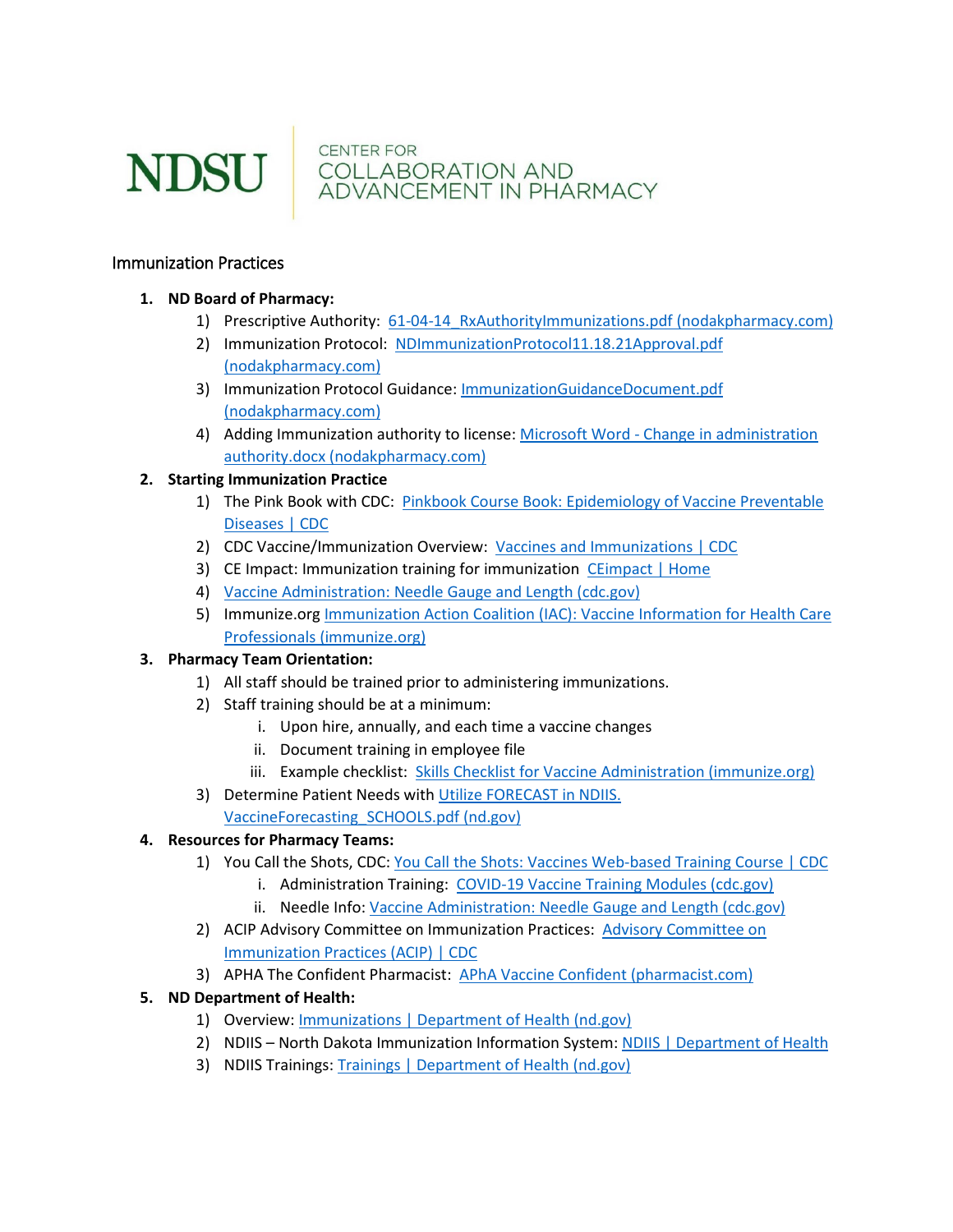NDSU | CENTER FOR COLLABORATION AND ADVANCEMENT IN PHARMACY

## Immunization Practices

1. **ND Board of Pharmacy:**
    1) Prescriptive Authority: 61-04-14_RxAuthorityImmunizations.pdf (nodakpharmacy.com)
    2) Immunization Protocol: NDImmunizationProtocol11.18.21Approval.pdf (nodakpharmacy.com)
    3) Immunization Protocol Guidance: ImmunizationGuidanceDocument.pdf (nodakpharmacy.com)
    4) Adding Immunization authority to license: Microsoft Word - Change in administration authority.docx (nodakpharmacy.com)
2. **Starting Immunization Practice**
    1) The Pink Book with CDC: Pinkbook Course Book: Epidemiology of Vaccine Preventable Diseases | CDC
    2) CDC Vaccine/Immunization Overview: Vaccines and Immunizations | CDC
    3) CE Impact: Immunization training for immunization CEimpact | Home
    4) Vaccine Administration: Needle Gauge and Length (cdc.gov)
    5) Immunize.org Immunization Action Coalition (IAC): Vaccine Information for Health Care Professionals (immunize.org)
3. **Pharmacy Team Orientation:**
    1) All staff should be trained prior to administering immunizations.
    2) Staff training should be at a minimum:
        i. Upon hire, annually, and each time a vaccine changes
        ii. Document training in employee file
        iii. Example checklist: Skills Checklist for Vaccine Administration (immunize.org)
    3) Determine Patient Needs with Utilize FORECAST in NDIIS. VaccineForecasting_SCHOOLS.pdf (nd.gov)
4. **Resources for Pharmacy Teams:**
    1) You Call the Shots, CDC: You Call the Shots: Vaccines Web-based Training Course | CDC
        i. Administration Training: COVID-19 Vaccine Training Modules (cdc.gov)
        ii. Needle Info: Vaccine Administration: Needle Gauge and Length (cdc.gov)
    2) ACIP Advisory Committee on Immunization Practices: Advisory Committee on Immunization Practices (ACIP) | CDC
    3) APHA The Confident Pharmacist: APhA Vaccine Confident (pharmacist.com)
5. **ND Department of Health:**
    1) Overview: Immunizations | Department of Health (nd.gov)
    2) NDIIS – North Dakota Immunization Information System: NDIIS | Department of Health
    3) NDIIS Trainings: Trainings | Department of Health (nd.gov)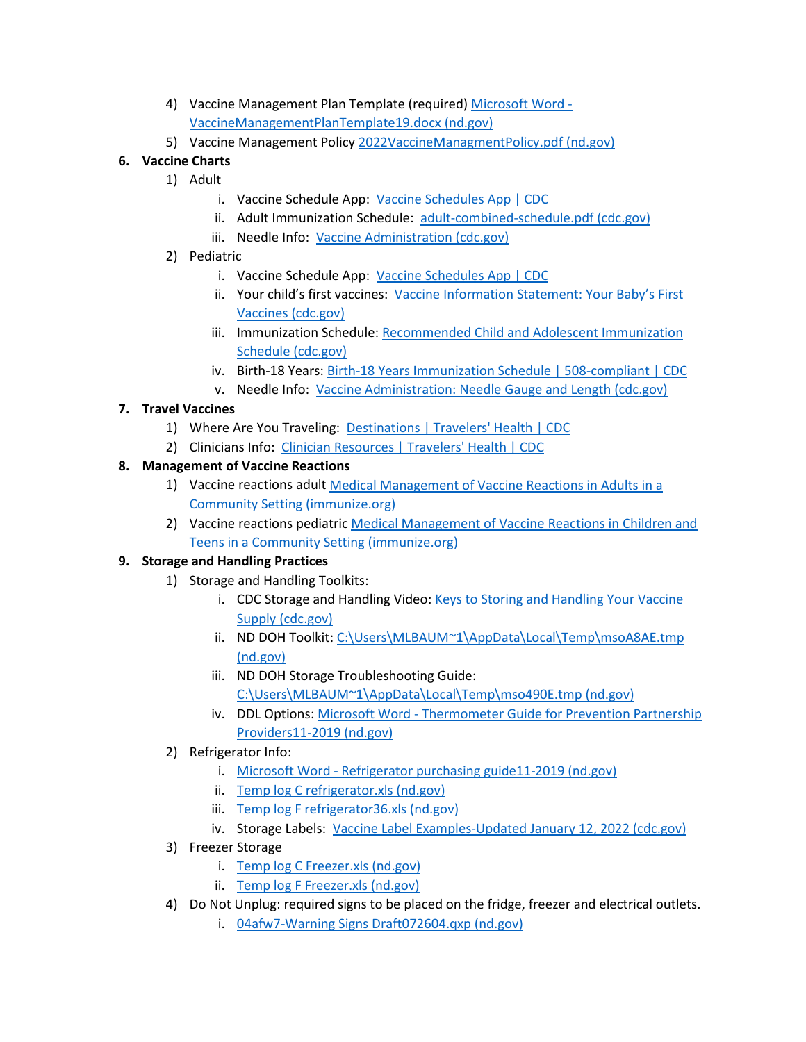4) Vaccine Management Plan Template (required) Microsoft Word - VaccineManagementPlanTemplate19.docx (nd.gov)
5) Vaccine Management Policy 2022VaccineManagmentPolicy.pdf (nd.gov)

**6. Vaccine Charts**

1) Adult
   i. Vaccine Schedule App: Vaccine Schedules App | CDC
   ii. Adult Immunization Schedule: adult-combined-schedule.pdf (cdc.gov)
   iii. Needle Info: Vaccine Administration (cdc.gov)
2) Pediatric
   i. Vaccine Schedule App: Vaccine Schedules App | CDC
   ii. Your child's first vaccines: Vaccine Information Statement: Your Baby's First Vaccines (cdc.gov)
   iii. Immunization Schedule: Recommended Child and Adolescent Immunization Schedule (cdc.gov)
   iv. Birth-18 Years: Birth-18 Years Immunization Schedule | 508-compliant | CDC
   v. Needle Info: Vaccine Administration: Needle Gauge and Length (cdc.gov)

**7. Travel Vaccines**

1) Where Are You Traveling: Destinations | Travelers' Health | CDC
2) Clinicians Info: Clinician Resources | Travelers' Health | CDC

**8. Management of Vaccine Reactions**

1) Vaccine reactions adult Medical Management of Vaccine Reactions in Adults in a Community Setting (immunize.org)
2) Vaccine reactions pediatric Medical Management of Vaccine Reactions in Children and Teens in a Community Setting (immunize.org)

**9. Storage and Handling Practices**

1) Storage and Handling Toolkits:
   i. CDC Storage and Handling Video: Keys to Storing and Handling Your Vaccine Supply (cdc.gov)
   ii. ND DOH Toolkit: C:\Users\MLBAUM~1\AppData\Local\Temp\msoA8AE.tmp (nd.gov)
   iii. ND DOH Storage Troubleshooting Guide: C:\Users\MLBAUM~1\AppData\Local\Temp\mso490E.tmp (nd.gov)
   iv. DDL Options: Microsoft Word - Thermometer Guide for Prevention Partnership Providers11-2019 (nd.gov)
2) Refrigerator Info:
   i. Microsoft Word - Refrigerator purchasing guide11-2019 (nd.gov)
   ii. Temp log C refrigerator.xls (nd.gov)
   iii. Temp log F refrigerator36.xls (nd.gov)
   iv. Storage Labels: Vaccine Label Examples-Updated January 12, 2022 (cdc.gov)
3) Freezer Storage
   i. Temp log C Freezer.xls (nd.gov)
   ii. Temp log F Freezer.xls (nd.gov)
4) Do Not Unplug: required signs to be placed on the fridge, freezer and electrical outlets.
   i. 04afw7-Warning Signs Draft072604.qxp (nd.gov)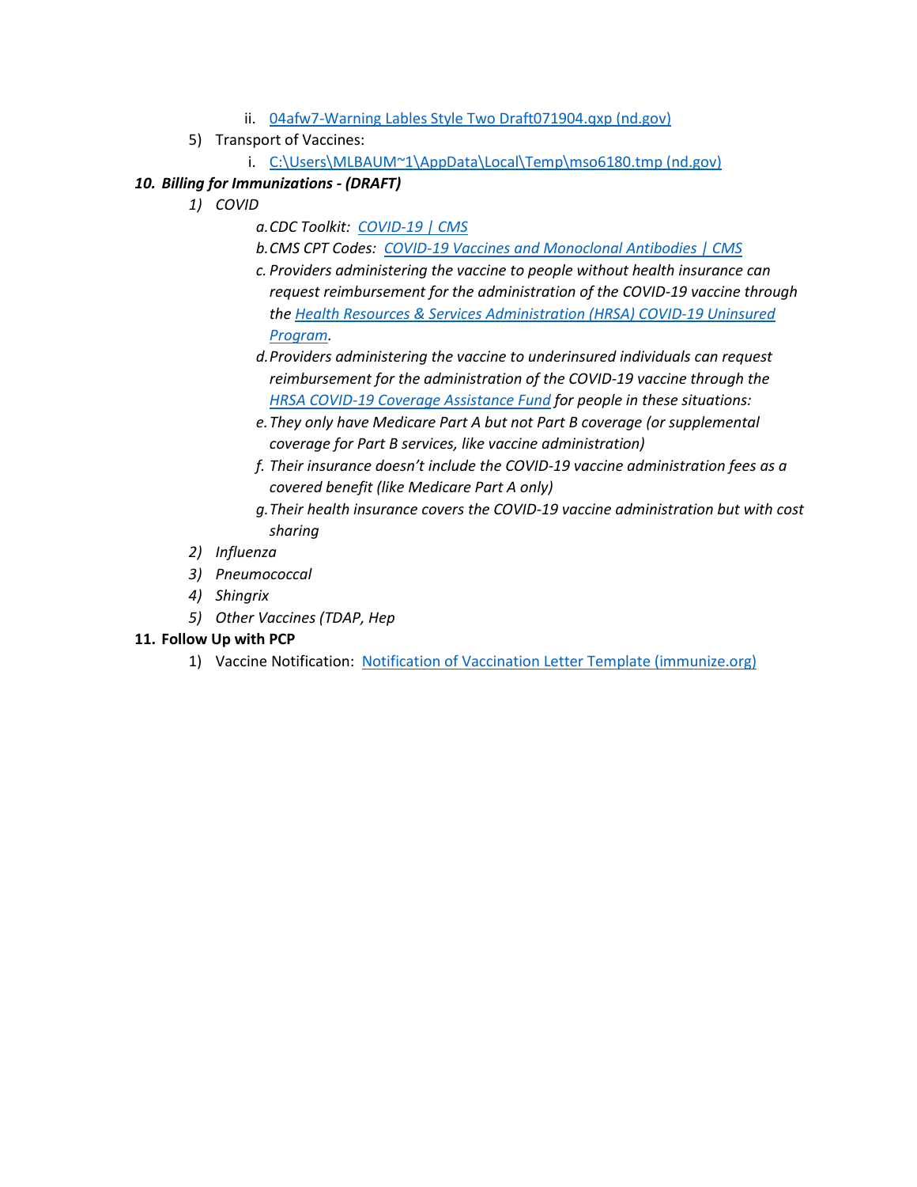ii. [04afw7-Warning Lables Style Two Draft071904.qxp (nd.gov)]()

5) Transport of Vaccines:
   i. [C:\Users\MLBAUM~1\AppData\Local\Temp\mso6180.tmp (nd.gov)]()

***10. Billing for Immunizations - (DRAFT)***

*1) COVID*

*a. CDC Toolkit: [COVID-19 | CMS]()*

*b. CMS CPT Codes: [COVID-19 Vaccines and Monoclonal Antibodies | CMS]()*

*c. Providers administering the vaccine to people without health insurance can request reimbursement for the administration of the COVID-19 vaccine through the [Health Resources & Services Administration (HRSA) COVID-19 Uninsured Program]().*

*d. Providers administering the vaccine to underinsured individuals can request reimbursement for the administration of the COVID-19 vaccine through the [HRSA COVID-19 Coverage Assistance Fund]() for people in these situations:*

*e. They only have Medicare Part A but not Part B coverage (or supplemental coverage for Part B services, like vaccine administration)*

*f. Their insurance doesn't include the COVID-19 vaccine administration fees as a covered benefit (like Medicare Part A only)*

*g. Their health insurance covers the COVID-19 vaccine administration but with cost sharing*

*2) Influenza*

*3) Pneumococcal*

*4) Shingrix*

*5) Other Vaccines (TDAP, Hep*

**11. Follow Up with PCP**

1) Vaccine Notification: [Notification of Vaccination Letter Template (immunize.org)]()